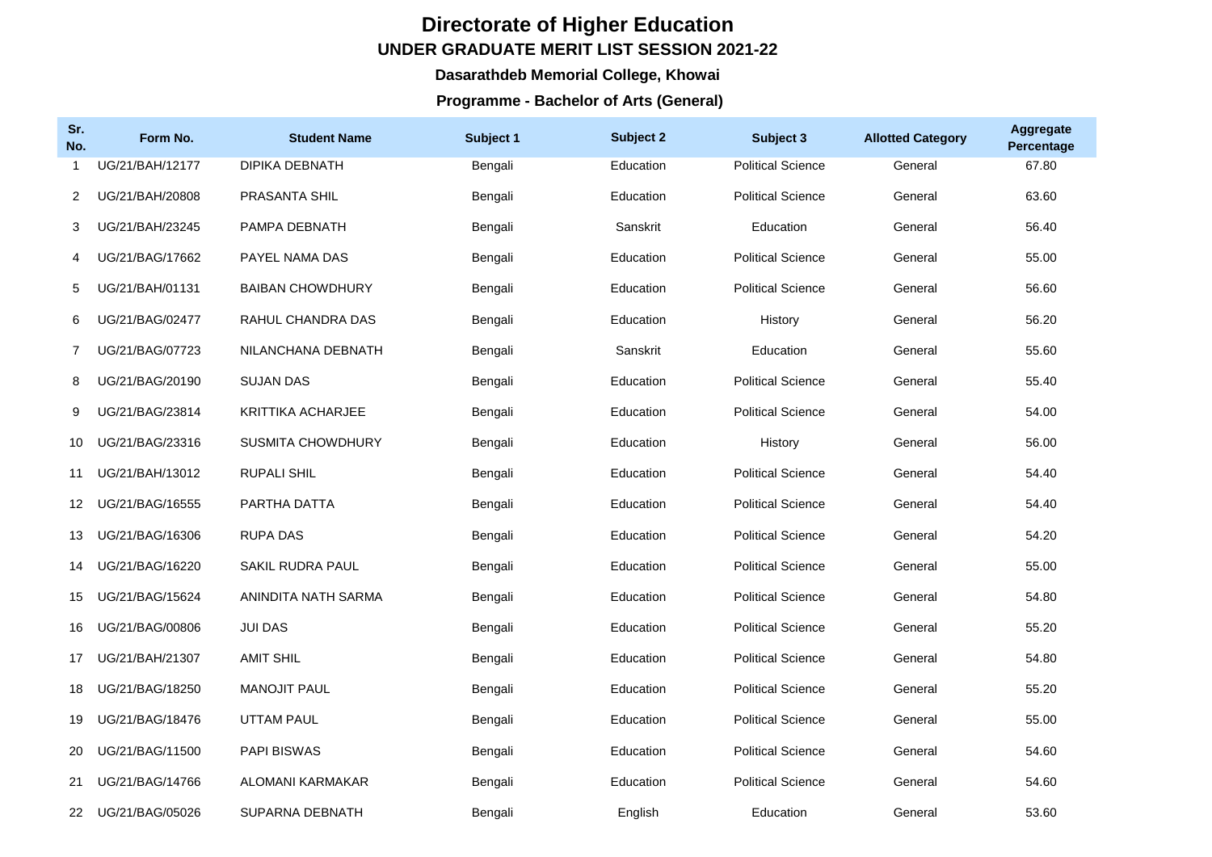# Directorate of Higher Education

## UNDER GRADUATE MERIT LIST SESSION 2021-22

### Dasarathdeb Memorial College, Khowai

### Programme - Bachelor of Arts (General)

| Sr. No. | Form No. | Student Name | Subject 1 | Subject 2 | Subject 3 | Allotted Category | Aggregate Percentage |
|---|---|---|---|---|---|---|---|
| 1 | UG/21/BAH/12177 | DIPIKA DEBNATH | Bengali | Education | Political Science | General | 67.80 |
| 2 | UG/21/BAH/20808 | PRASANTA SHIL | Bengali | Education | Political Science | General | 63.60 |
| 3 | UG/21/BAH/23245 | PAMPA DEBNATH | Bengali | Sanskrit | Education | General | 56.40 |
| 4 | UG/21/BAG/17662 | PAYEL NAMA DAS | Bengali | Education | Political Science | General | 55.00 |
| 5 | UG/21/BAH/01131 | BAIBAN CHOWDHURY | Bengali | Education | Political Science | General | 56.60 |
| 6 | UG/21/BAG/02477 | RAHUL CHANDRA DAS | Bengali | Education | History | General | 56.20 |
| 7 | UG/21/BAG/07723 | NILANCHANA DEBNATH | Bengali | Sanskrit | Education | General | 55.60 |
| 8 | UG/21/BAG/20190 | SUJAN DAS | Bengali | Education | Political Science | General | 55.40 |
| 9 | UG/21/BAG/23814 | KRITTIKA ACHARJEE | Bengali | Education | Political Science | General | 54.00 |
| 10 | UG/21/BAG/23316 | SUSMITA CHOWDHURY | Bengali | Education | History | General | 56.00 |
| 11 | UG/21/BAH/13012 | RUPALI SHIL | Bengali | Education | Political Science | General | 54.40 |
| 12 | UG/21/BAG/16555 | PARTHA DATTA | Bengali | Education | Political Science | General | 54.40 |
| 13 | UG/21/BAG/16306 | RUPA DAS | Bengali | Education | Political Science | General | 54.20 |
| 14 | UG/21/BAG/16220 | SAKIL RUDRA PAUL | Bengali | Education | Political Science | General | 55.00 |
| 15 | UG/21/BAG/15624 | ANINDITA NATH SARMA | Bengali | Education | Political Science | General | 54.80 |
| 16 | UG/21/BAG/00806 | JUI DAS | Bengali | Education | Political Science | General | 55.20 |
| 17 | UG/21/BAH/21307 | AMIT SHIL | Bengali | Education | Political Science | General | 54.80 |
| 18 | UG/21/BAG/18250 | MANOJIT PAUL | Bengali | Education | Political Science | General | 55.20 |
| 19 | UG/21/BAG/18476 | UTTAM PAUL | Bengali | Education | Political Science | General | 55.00 |
| 20 | UG/21/BAG/11500 | PAPI BISWAS | Bengali | Education | Political Science | General | 54.60 |
| 21 | UG/21/BAG/14766 | ALOMANI KARMAKAR | Bengali | Education | Political Science | General | 54.60 |
| 22 | UG/21/BAG/05026 | SUPARNA DEBNATH | Bengali | English | Education | General | 53.60 |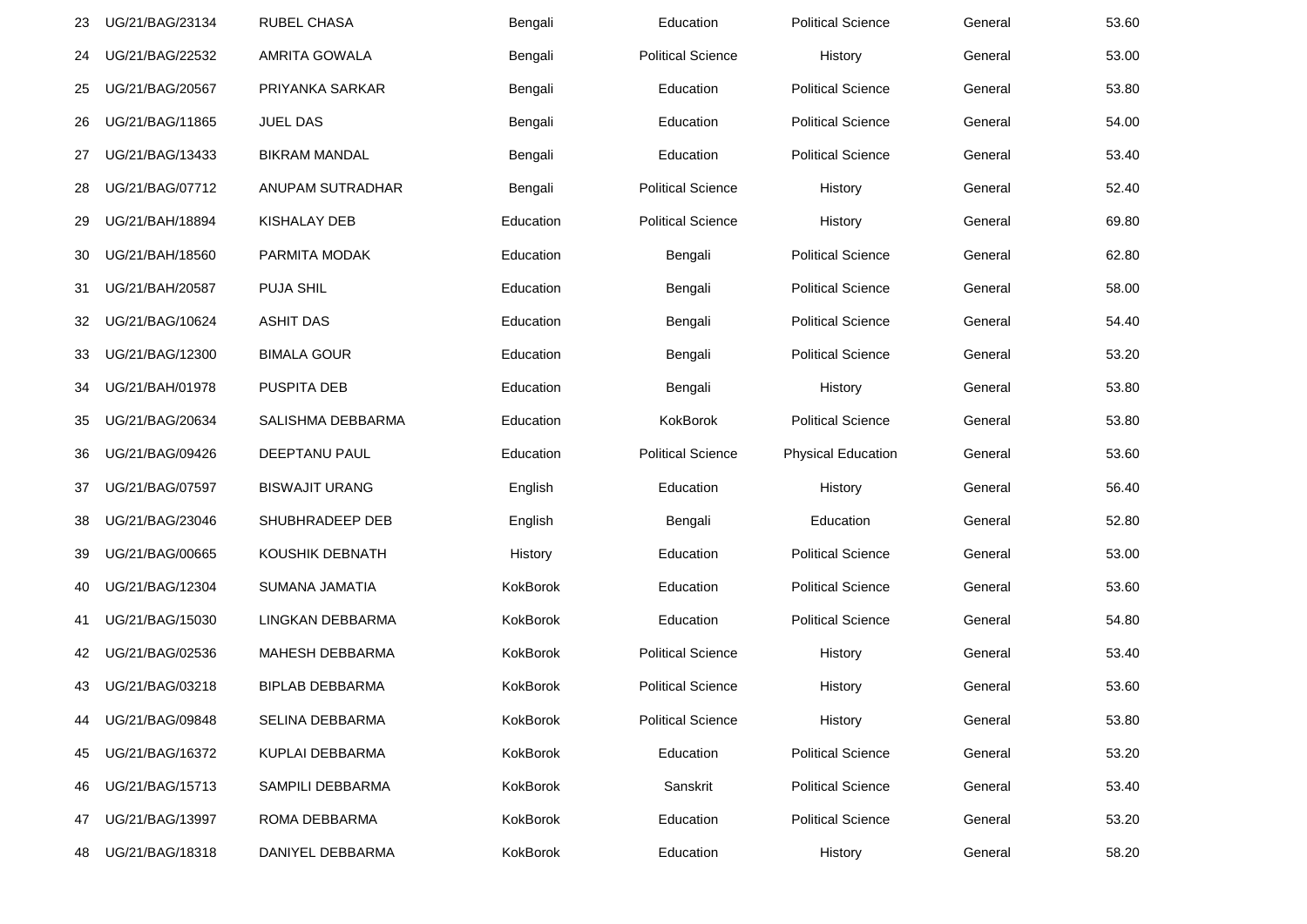| | | | | | | | |
|---|---|---|---|---|---|---|---|
| 23 | UG/21/BAG/23134 | RUBEL CHASA | Bengali | Education | Political Science | General | 53.60 |
| 24 | UG/21/BAG/22532 | AMRITA GOWALA | Bengali | Political Science | History | General | 53.00 |
| 25 | UG/21/BAG/20567 | PRIYANKA SARKAR | Bengali | Education | Political Science | General | 53.80 |
| 26 | UG/21/BAG/11865 | JUEL DAS | Bengali | Education | Political Science | General | 54.00 |
| 27 | UG/21/BAG/13433 | BIKRAM MANDAL | Bengali | Education | Political Science | General | 53.40 |
| 28 | UG/21/BAG/07712 | ANUPAM SUTRADHAR | Bengali | Political Science | History | General | 52.40 |
| 29 | UG/21/BAH/18894 | KISHALAY DEB | Education | Political Science | History | General | 69.80 |
| 30 | UG/21/BAH/18560 | PARMITA MODAK | Education | Bengali | Political Science | General | 62.80 |
| 31 | UG/21/BAH/20587 | PUJA SHIL | Education | Bengali | Political Science | General | 58.00 |
| 32 | UG/21/BAG/10624 | ASHIT DAS | Education | Bengali | Political Science | General | 54.40 |
| 33 | UG/21/BAG/12300 | BIMALA GOUR | Education | Bengali | Political Science | General | 53.20 |
| 34 | UG/21/BAH/01978 | PUSPITA DEB | Education | Bengali | History | General | 53.80 |
| 35 | UG/21/BAG/20634 | SALISHMA DEBBARMA | Education | KokBorok | Political Science | General | 53.80 |
| 36 | UG/21/BAG/09426 | DEEPTANU PAUL | Education | Political Science | Physical Education | General | 53.60 |
| 37 | UG/21/BAG/07597 | BISWAJIT URANG | English | Education | History | General | 56.40 |
| 38 | UG/21/BAG/23046 | SHUBHRADEEP DEB | English | Bengali | Education | General | 52.80 |
| 39 | UG/21/BAG/00665 | KOUSHIK DEBNATH | History | Education | Political Science | General | 53.00 |
| 40 | UG/21/BAG/12304 | SUMANA JAMATIA | KokBorok | Education | Political Science | General | 53.60 |
| 41 | UG/21/BAG/15030 | LINGKAN DEBBARMA | KokBorok | Education | Political Science | General | 54.80 |
| 42 | UG/21/BAG/02536 | MAHESH DEBBARMA | KokBorok | Political Science | History | General | 53.40 |
| 43 | UG/21/BAG/03218 | BIPLAB DEBBARMA | KokBorok | Political Science | History | General | 53.60 |
| 44 | UG/21/BAG/09848 | SELINA DEBBARMA | KokBorok | Political Science | History | General | 53.80 |
| 45 | UG/21/BAG/16372 | KUPLAI DEBBARMA | KokBorok | Education | Political Science | General | 53.20 |
| 46 | UG/21/BAG/15713 | SAMPILI DEBBARMA | KokBorok | Sanskrit | Political Science | General | 53.40 |
| 47 | UG/21/BAG/13997 | ROMA DEBBARMA | KokBorok | Education | Political Science | General | 53.20 |
| 48 | UG/21/BAG/18318 | DANIYEL DEBBARMA | KokBorok | Education | History | General | 58.20 |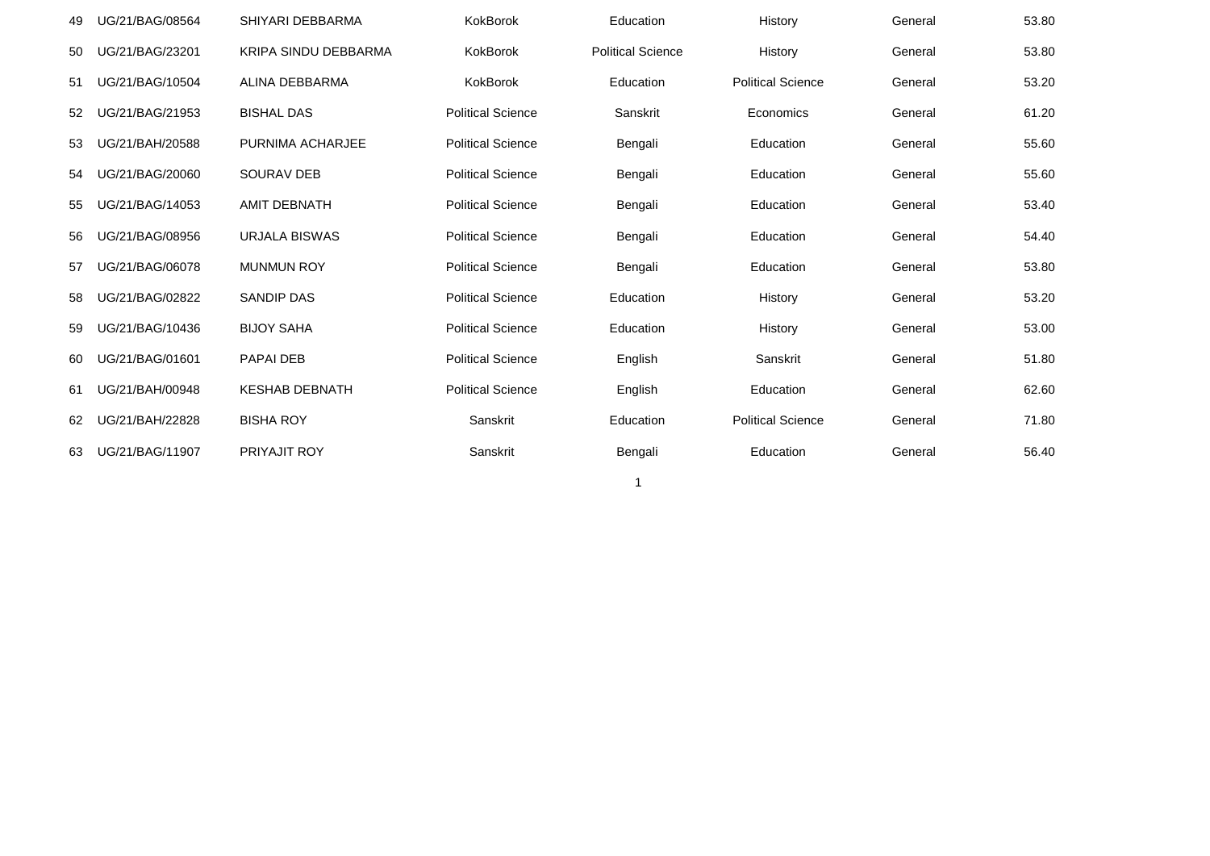| | | | | | | | |
|---|---|---|---|---|---|---|---|
| 49 | UG/21/BAG/08564 | SHIYARI DEBBARMA | KokBorok | Education | History | General | 53.80 |
| 50 | UG/21/BAG/23201 | KRIPA SINDU DEBBARMA | KokBorok | Political Science | History | General | 53.80 |
| 51 | UG/21/BAG/10504 | ALINA DEBBARMA | KokBorok | Education | Political Science | General | 53.20 |
| 52 | UG/21/BAG/21953 | BISHAL DAS | Political Science | Sanskrit | Economics | General | 61.20 |
| 53 | UG/21/BAH/20588 | PURNIMA ACHARJEE | Political Science | Bengali | Education | General | 55.60 |
| 54 | UG/21/BAG/20060 | SOURAV DEB | Political Science | Bengali | Education | General | 55.60 |
| 55 | UG/21/BAG/14053 | AMIT DEBNATH | Political Science | Bengali | Education | General | 53.40 |
| 56 | UG/21/BAG/08956 | URJALA BISWAS | Political Science | Bengali | Education | General | 54.40 |
| 57 | UG/21/BAG/06078 | MUNMUN ROY | Political Science | Bengali | Education | General | 53.80 |
| 58 | UG/21/BAG/02822 | SANDIP DAS | Political Science | Education | History | General | 53.20 |
| 59 | UG/21/BAG/10436 | BIJOY SAHA | Political Science | Education | History | General | 53.00 |
| 60 | UG/21/BAG/01601 | PAPAI DEB | Political Science | English | Sanskrit | General | 51.80 |
| 61 | UG/21/BAH/00948 | KESHAB DEBNATH | Political Science | English | Education | General | 62.60 |
| 62 | UG/21/BAH/22828 | BISHA ROY | Sanskrit | Education | Political Science | General | 71.80 |
| 63 | UG/21/BAG/11907 | PRIYAJIT ROY | Sanskrit | Bengali | Education | General | 56.40 |